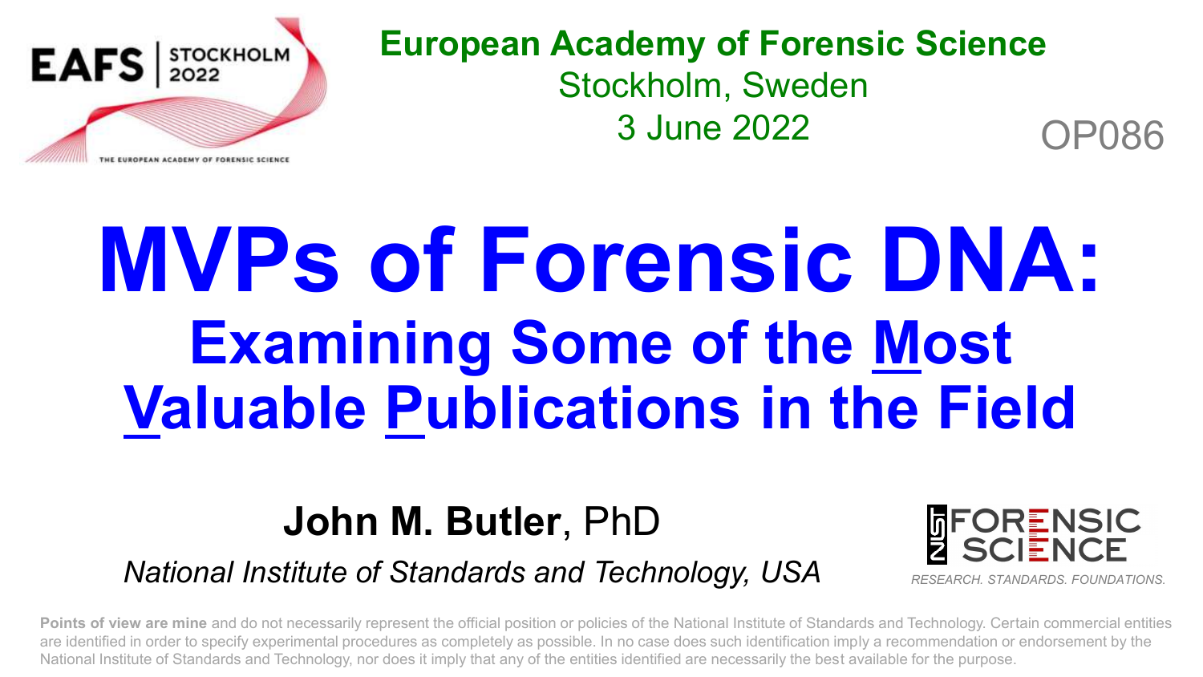EAFS | STOCKHOLM 2022

THE EUROPEAN ACADEMY OF FORENSIC SCIENCE

**European Academy of Forensic Science**
Stockholm, Sweden
3 June 2022

OP086

# MVPs of Forensic DNA:

## Examining Some of the Most Valuable Publications in the Field

**John M. Butler**, PhD

*National Institute of Standards and Technology, USA*

NIST FORENSIC SCIENCE
*RESEARCH. STANDARDS. FOUNDATIONS.*

**Points of view are mine** and do not necessarily represent the official position or policies of the National Institute of Standards and Technology. Certain commercial entities are identified in order to specify experimental procedures as completely as possible. In no case does such identification imply a recommendation or endorsement by the National Institute of Standards and Technology, nor does it imply that any of the entities identified are necessarily the best available for the purpose.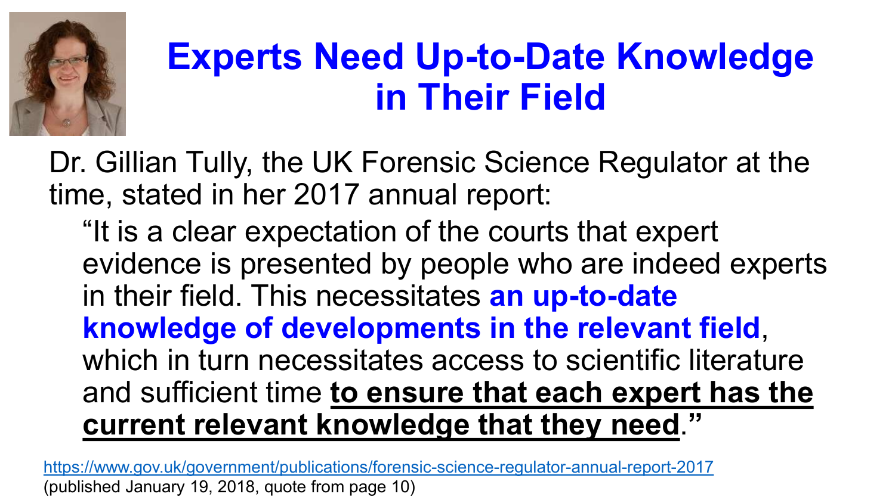# Experts Need Up-to-Date Knowledge in Their Field

Dr. Gillian Tully, the UK Forensic Science Regulator at the time, stated in her 2017 annual report:

> "It is a clear expectation of the courts that expert evidence is presented by people who are indeed experts in their field. This necessitates **an up-to-date knowledge of developments in the relevant field**, which in turn necessitates access to scientific literature and sufficient time **to ensure that each expert has the current relevant knowledge that they need**."

https://www.gov.uk/government/publications/forensic-science-regulator-annual-report-2017
(published January 19, 2018, quote from page 10)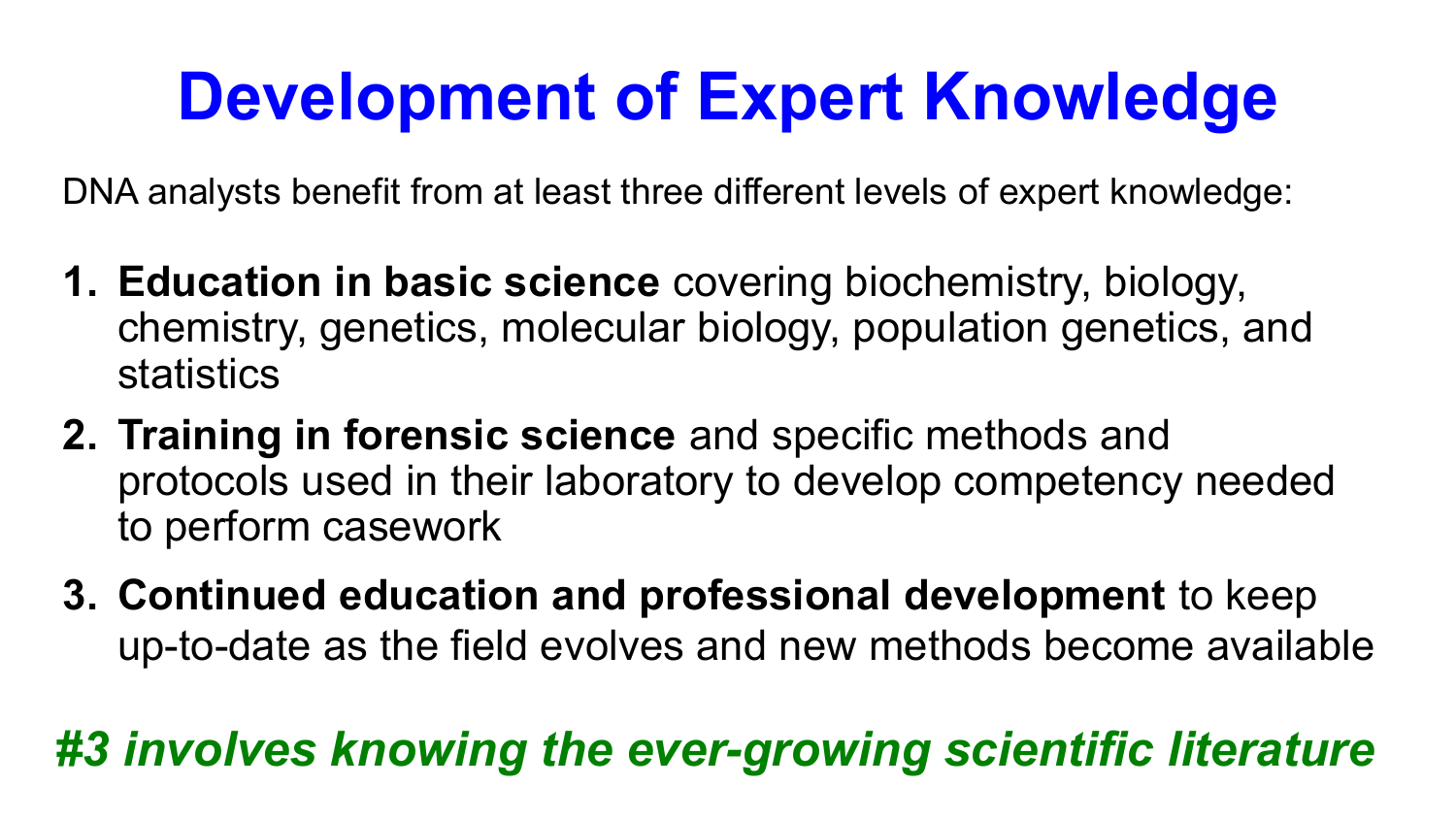# Development of Expert Knowledge

DNA analysts benefit from at least three different levels of expert knowledge:

1. **Education in basic science** covering biochemistry, biology, chemistry, genetics, molecular biology, population genetics, and statistics
2. **Training in forensic science** and specific methods and protocols used in their laboratory to develop competency needed to perform casework
3. **Continued education and professional development** to keep up-to-date as the field evolves and new methods become available

***#3 involves knowing the ever-growing scientific literature***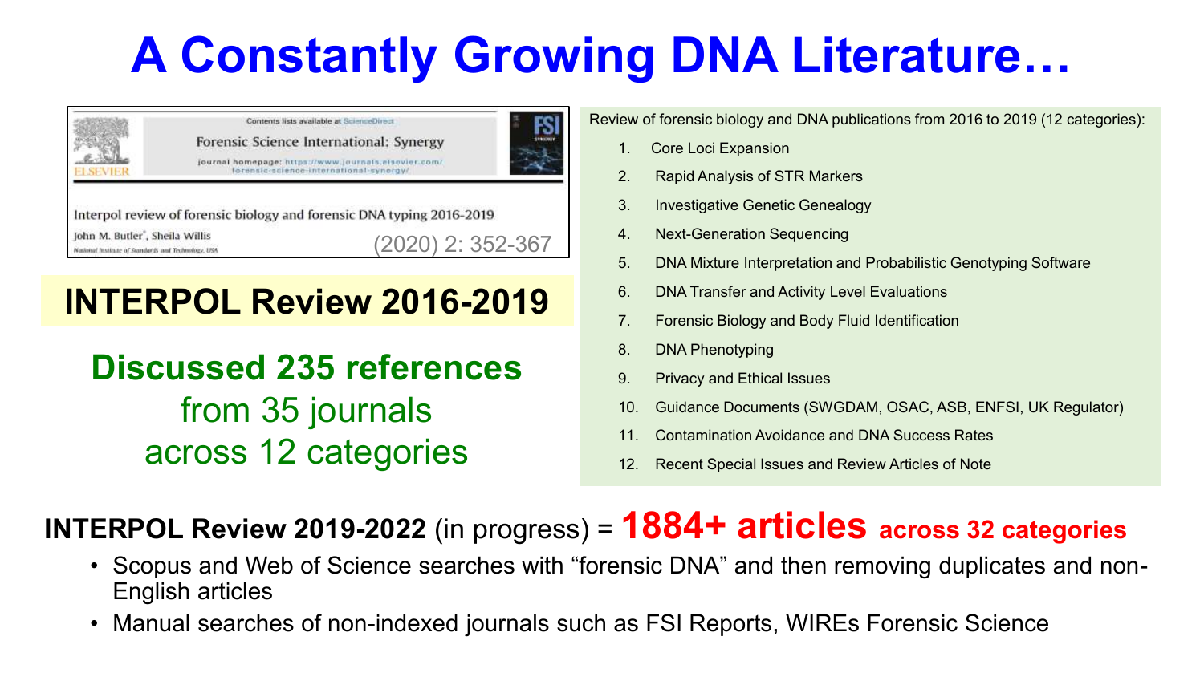# A Constantly Growing DNA Literature…

Contents lists available at ScienceDirect

Forensic Science International: Synergy

journal homepage: https://www.journals.elsevier.com/forensic-science-international-synergy/

Interpol review of forensic biology and forensic DNA typing 2016-2019

John M. Butler*, Sheila Willis

National Institute of Standards and Technology, USA

(2020) 2: 352-367

**INTERPOL Review 2016-2019**

**Discussed 235 references**
from 35 journals
across 12 categories

Review of forensic biology and DNA publications from 2016 to 2019 (12 categories):

1. Core Loci Expansion
2. Rapid Analysis of STR Markers
3. Investigative Genetic Genealogy
4. Next-Generation Sequencing
5. DNA Mixture Interpretation and Probabilistic Genotyping Software
6. DNA Transfer and Activity Level Evaluations
7. Forensic Biology and Body Fluid Identification
8. DNA Phenotyping
9. Privacy and Ethical Issues
10. Guidance Documents (SWGDAM, OSAC, ASB, ENFSI, UK Regulator)
11. Contamination Avoidance and DNA Success Rates
12. Recent Special Issues and Review Articles of Note

**INTERPOL Review 2019-2022** (in progress) = **1884+ articles across 32 categories**

- Scopus and Web of Science searches with "forensic DNA" and then removing duplicates and non-English articles
- Manual searches of non-indexed journals such as FSI Reports, WIREs Forensic Science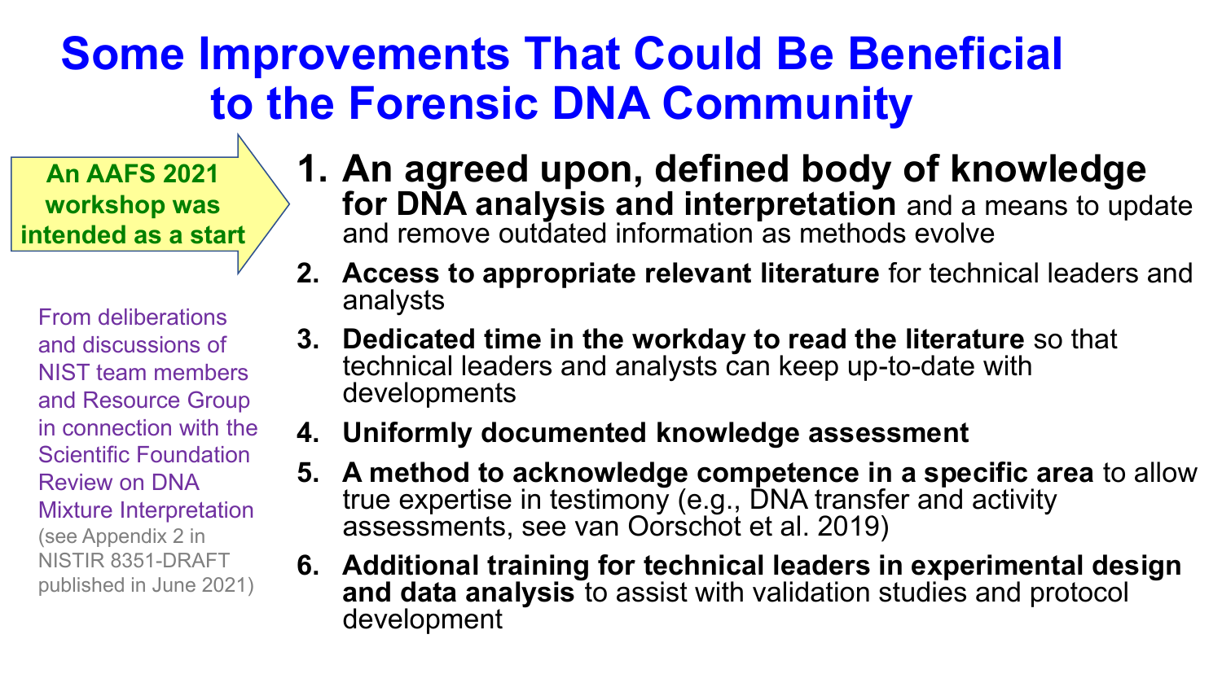# Some Improvements That Could Be Beneficial to the Forensic DNA Community

**An AAFS 2021 workshop was intended as a start**

From deliberations and discussions of NIST team members and Resource Group in connection with the Scientific Foundation Review on DNA Mixture Interpretation (see Appendix 2 in NISTIR 8351-DRAFT published in June 2021)

1. **An agreed upon, defined body of knowledge for DNA analysis and interpretation** and a means to update and remove outdated information as methods evolve
2. **Access to appropriate relevant literature** for technical leaders and analysts
3. **Dedicated time in the workday to read the literature** so that technical leaders and analysts can keep up-to-date with developments
4. **Uniformly documented knowledge assessment**
5. **A method to acknowledge competence in a specific area** to allow true expertise in testimony (e.g., DNA transfer and activity assessments, see van Oorschot et al. 2019)
6. **Additional training for technical leaders in experimental design and data analysis** to assist with validation studies and protocol development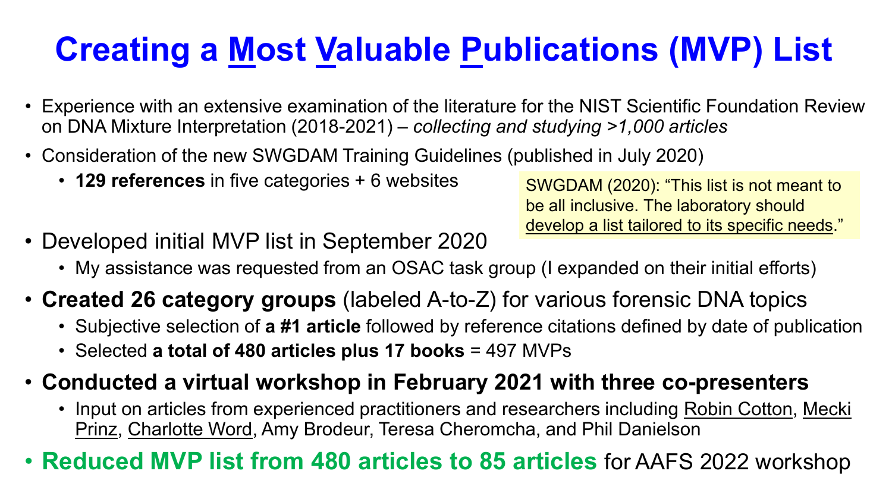# Creating a Most Valuable Publications (MVP) List

- Experience with an extensive examination of the literature for the NIST Scientific Foundation Review on DNA Mixture Interpretation (2018-2021) – *collecting and studying >1,000 articles*
- Consideration of the new SWGDAM Training Guidelines (published in July 2020)
  - **129 references** in five categories + 6 websites

> SWGDAM (2020): "This list is not meant to be all inclusive. The laboratory should develop a list tailored to its specific needs."

- Developed initial MVP list in September 2020
  - My assistance was requested from an OSAC task group (I expanded on their initial efforts)
- **Created 26 category groups** (labeled A-to-Z) for various forensic DNA topics
  - Subjective selection of **a #1 article** followed by reference citations defined by date of publication
  - Selected **a total of 480 articles plus 17 books** = 497 MVPs
- **Conducted a virtual workshop in February 2021 with three co-presenters**
  - Input on articles from experienced practitioners and researchers including Robin Cotton, Mecki Prinz, Charlotte Word, Amy Brodeur, Teresa Cheromcha, and Phil Danielson
- **Reduced MVP list from 480 articles to 85 articles** for AAFS 2022 workshop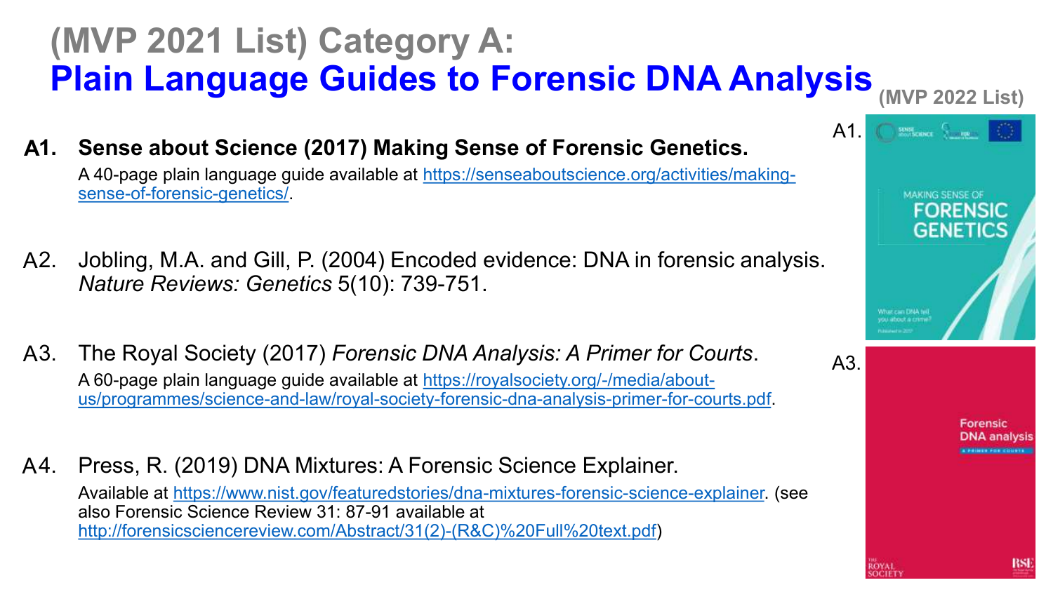# (MVP 2021 List) Category A:
# Plain Language Guides to Forensic DNA Analysis

(MVP 2022 List)

**A1. Sense about Science (2017) Making Sense of Forensic Genetics.**
A 40-page plain language guide available at https://senseaboutscience.org/activities/making-sense-of-forensic-genetics/.

A2. Jobling, M.A. and Gill, P. (2004) Encoded evidence: DNA in forensic analysis. *Nature Reviews: Genetics* 5(10): 739-751.

A3. The Royal Society (2017) *Forensic DNA Analysis: A Primer for Courts*.
A 60-page plain language guide available at https://royalsociety.org/-/media/about-us/programmes/science-and-law/royal-society-forensic-dna-analysis-primer-for-courts.pdf.

A4. Press, R. (2019) DNA Mixtures: A Forensic Science Explainer.
Available at https://www.nist.gov/featuredstories/dna-mixtures-forensic-science-explainer. (see also Forensic Science Review 31: 87-91 available at http://forensicsciencereview.com/Abstract/31(2)-(R&C)%20Full%20text.pdf)

A1.

A3.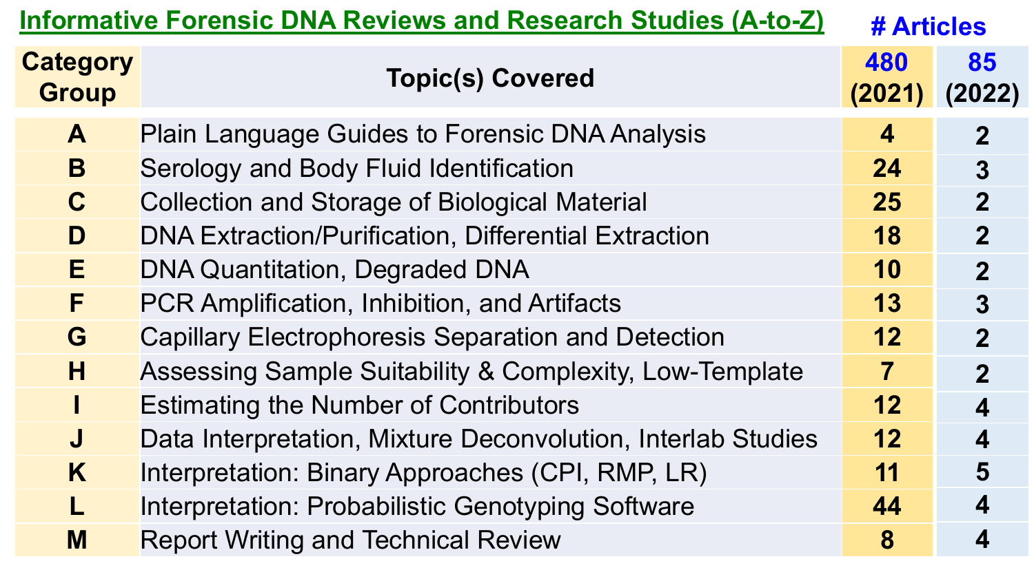## Informative Forensic DNA Reviews and Research Studies (A-to-Z)

| Category Group | Topic(s) Covered | # Articles 480 (2021) | 85 (2022) |
|---|---|---|---|
| A | Plain Language Guides to Forensic DNA Analysis | 4 | 2 |
| B | Serology and Body Fluid Identification | 24 | 3 |
| C | Collection and Storage of Biological Material | 25 | 2 |
| D | DNA Extraction/Purification, Differential Extraction | 18 | 2 |
| E | DNA Quantitation, Degraded DNA | 10 | 2 |
| F | PCR Amplification, Inhibition, and Artifacts | 13 | 3 |
| G | Capillary Electrophoresis Separation and Detection | 12 | 2 |
| H | Assessing Sample Suitability & Complexity, Low-Template | 7 | 2 |
| I | Estimating the Number of Contributors | 12 | 4 |
| J | Data Interpretation, Mixture Deconvolution, Interlab Studies | 12 | 4 |
| K | Interpretation: Binary Approaches (CPI, RMP, LR) | 11 | 5 |
| L | Interpretation: Probabilistic Genotyping Software | 44 | 4 |
| M | Report Writing and Technical Review | 8 | 4 |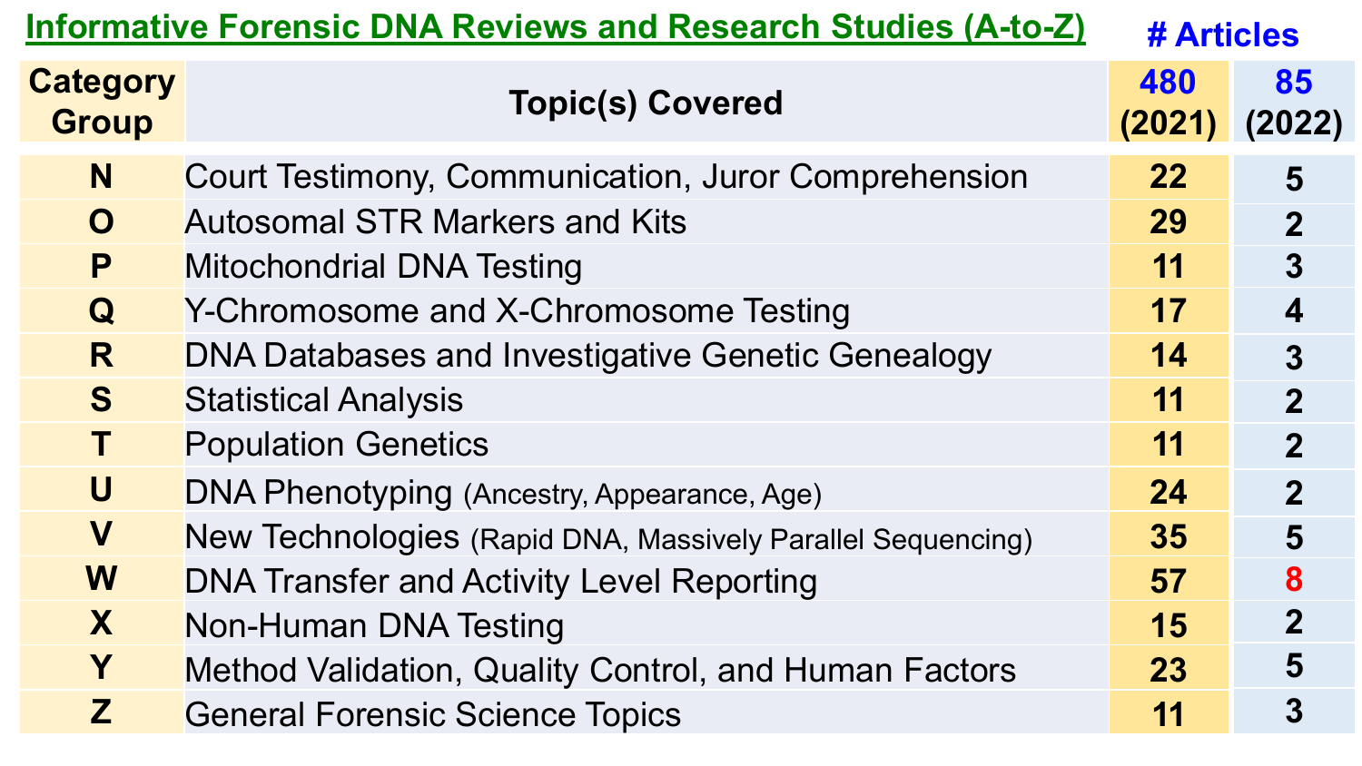## Informative Forensic DNA Reviews and Research Studies (A-to-Z)

| Category Group | Topic(s) Covered | # Articles 480 (2021) | 85 (2022) |
|---|---|---|---|
| N | Court Testimony, Communication, Juror Comprehension | 22 | 5 |
| O | Autosomal STR Markers and Kits | 29 | 2 |
| P | Mitochondrial DNA Testing | 11 | 3 |
| Q | Y-Chromosome and X-Chromosome Testing | 17 | 4 |
| R | DNA Databases and Investigative Genetic Genealogy | 14 | 3 |
| S | Statistical Analysis | 11 | 2 |
| T | Population Genetics | 11 | 2 |
| U | DNA Phenotyping (Ancestry, Appearance, Age) | 24 | 2 |
| V | New Technologies (Rapid DNA, Massively Parallel Sequencing) | 35 | 5 |
| W | DNA Transfer and Activity Level Reporting | 57 | 8 |
| X | Non-Human DNA Testing | 15 | 2 |
| Y | Method Validation, Quality Control, and Human Factors | 23 | 5 |
| Z | General Forensic Science Topics | 11 | 3 |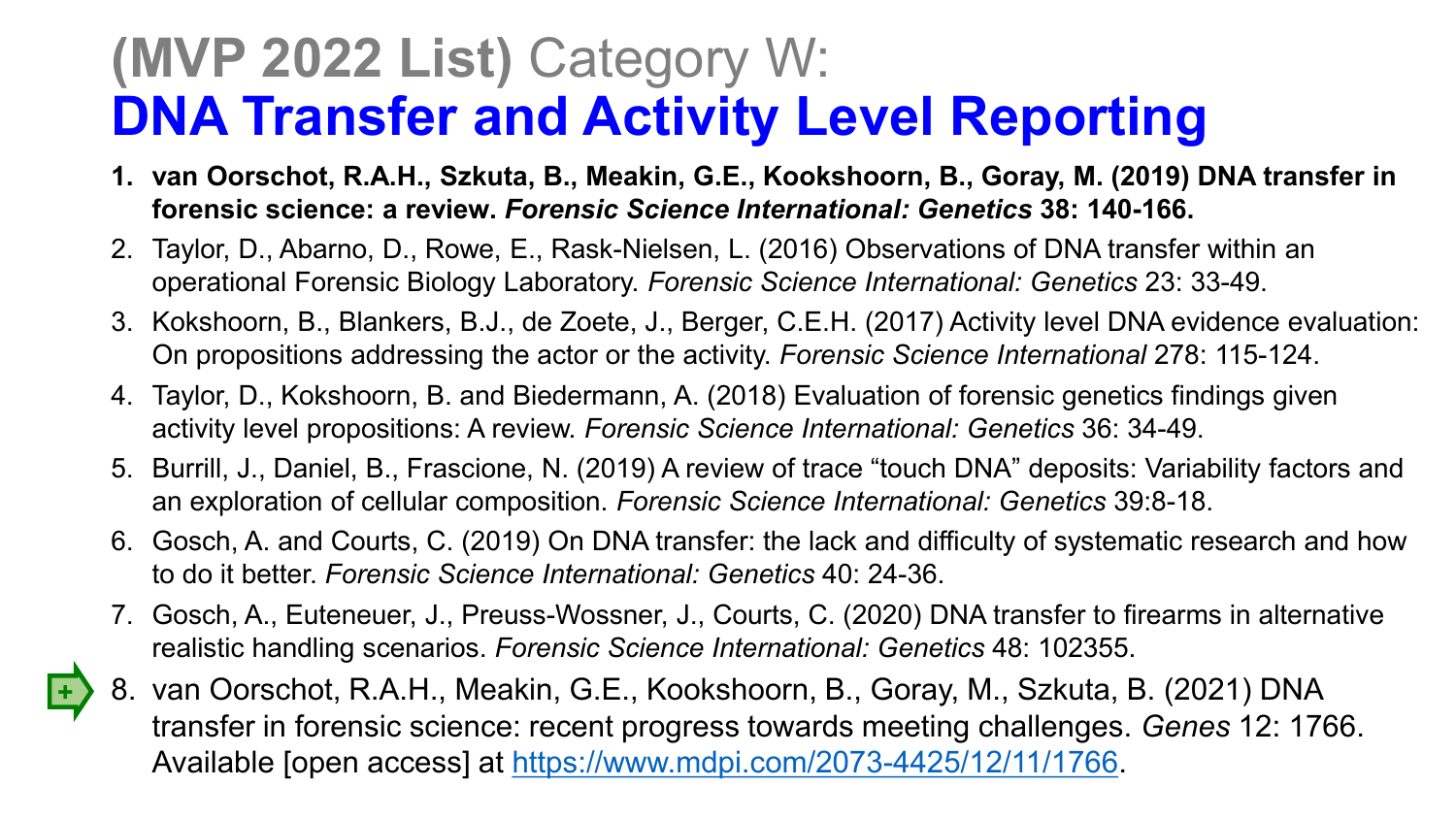# **(MVP 2022 List)** Category W: **DNA Transfer and Activity Level Reporting**

1. **van Oorschot, R.A.H., Szkuta, B., Meakin, G.E., Kokshoorn, B., Goray, M. (2019) DNA transfer in forensic science: a review. *Forensic Science International: Genetics* 38: 140-166.**
2. Taylor, D., Abarno, D., Rowe, E., Rask-Nielsen, L. (2016) Observations of DNA transfer within an operational Forensic Biology Laboratory. *Forensic Science International: Genetics* 23: 33-49.
3. Kokshoorn, B., Blankers, B.J., de Zoete, J., Berger, C.E.H. (2017) Activity level DNA evidence evaluation: On propositions addressing the actor or the activity. *Forensic Science International* 278: 115-124.
4. Taylor, D., Kokshoorn, B. and Biedermann, A. (2018) Evaluation of forensic genetics findings given activity level propositions: A review. *Forensic Science International: Genetics* 36: 34-49.
5. Burrill, J., Daniel, B., Frascione, N. (2019) A review of trace "touch DNA" deposits: Variability factors and an exploration of cellular composition. *Forensic Science International: Genetics* 39:8-18.
6. Gosch, A. and Courts, C. (2019) On DNA transfer: the lack and difficulty of systematic research and how to do it better. *Forensic Science International: Genetics* 40: 24-36.
7. Gosch, A., Euteneuer, J., Preuss-Wossner, J., Courts, C. (2020) DNA transfer to firearms in alternative realistic handling scenarios. *Forensic Science International: Genetics* 48: 102355.
8. van Oorschot, R.A.H., Meakin, G.E., Kokshoorn, B., Goray, M., Szkuta, B. (2021) DNA transfer in forensic science: recent progress towards meeting challenges. *Genes* 12: 1766. Available [open access] at https://www.mdpi.com/2073-4425/12/11/1766.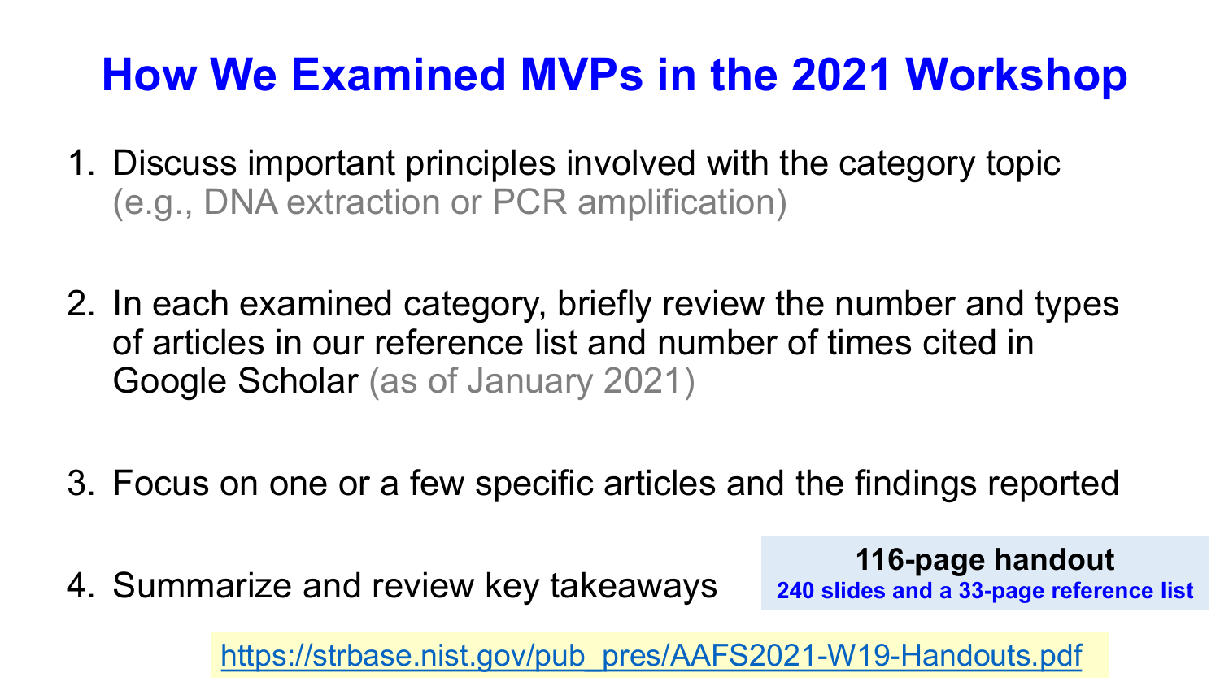# How We Examined MVPs in the 2021 Workshop

1. Discuss important principles involved with the category topic (e.g., DNA extraction or PCR amplification)

2. In each examined category, briefly review the number and types of articles in our reference list and number of times cited in Google Scholar (as of January 2021)

3. Focus on one or a few specific articles and the findings reported

4. Summarize and review key takeaways

**116-page handout**
**240 slides and a 33-page reference list**

https://strbase.nist.gov/pub_pres/AAFS2021-W19-Handouts.pdf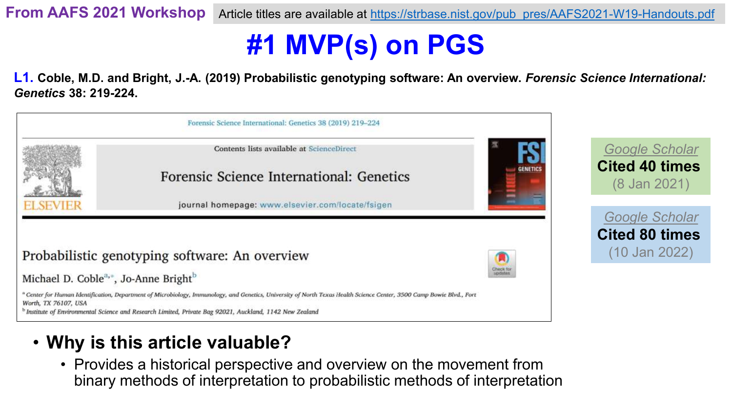From AAFS 2021 Workshop

Article titles are available at https://strbase.nist.gov/pub_pres/AAFS2021-W19-Handouts.pdf

# #1 MVP(s) on PGS

**L1. Coble, M.D. and Bright, J.-A. (2019) Probabilistic genotyping software: An overview. *Forensic Science International: Genetics* 38: 219-224.**

Forensic Science International: Genetics 38 (2019) 219–224

Contents lists available at ScienceDirect

Forensic Science International: Genetics

journal homepage: www.elsevier.com/locate/fsigen

Probabilistic genotyping software: An overview

Michael D. Coble[a,*], Jo-Anne Bright[b]

[a] Center for Human Identification, Department of Microbiology, Immunology, and Genetics, University of North Texas Health Science Center, 3500 Camp Bowie Blvd., Fort Worth, TX 76107, USA

[b] Institute of Environmental Science and Research Limited, Private Bag 92021, Auckland, 1142 New Zealand

*Google Scholar*
**Cited 40 times**
(8 Jan 2021)

*Google Scholar*
**Cited 80 times**
(10 Jan 2022)

- **Why is this article valuable?**
  - Provides a historical perspective and overview on the movement from binary methods of interpretation to probabilistic methods of interpretation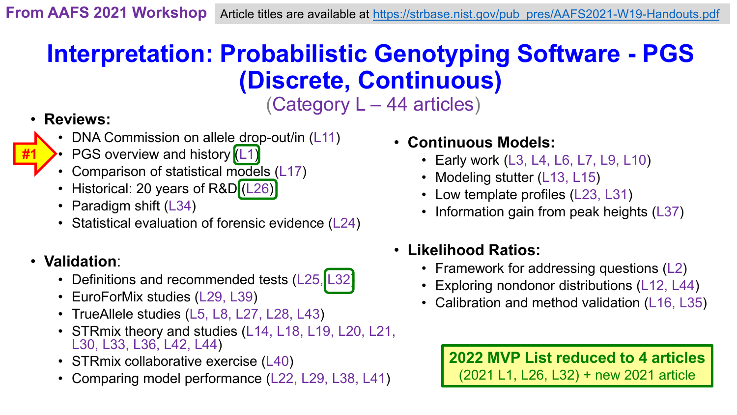From AAFS 2021 Workshop

Article titles are available at https://strbase.nist.gov/pub_pres/AAFS2021-W19-Handouts.pdf

# Interpretation: Probabilistic Genotyping Software - PGS (Discrete, Continuous)

(Category L – 44 articles)

- **Reviews:**
  - DNA Commission on allele drop-out/in (L11)
  - #1 PGS overview and history (L1)
  - Comparison of statistical models (L17)
  - Historical: 20 years of R&D (L26)
  - Paradigm shift (L34)
  - Statistical evaluation of forensic evidence (L24)

- **Validation**:
  - Definitions and recommended tests (L25, L32)
  - EuroForMix studies (L29, L39)
  - TrueAllele studies (L5, L8, L27, L28, L43)
  - STRmix theory and studies (L14, L18, L19, L20, L21, L30, L33, L36, L42, L44)
  - STRmix collaborative exercise (L40)
  - Comparing model performance (L22, L29, L38, L41)

- **Continuous Models:**
  - Early work (L3, L4, L6, L7, L9, L10)
  - Modeling stutter (L13, L15)
  - Low template profiles (L23, L31)
  - Information gain from peak heights (L37)

- **Likelihood Ratios:**
  - Framework for addressing questions (L2)
  - Exploring nondonor distributions (L12, L44)
  - Calibration and method validation (L16, L35)

**2022 MVP List reduced to 4 articles**
(2021 L1, L26, L32) + new 2021 article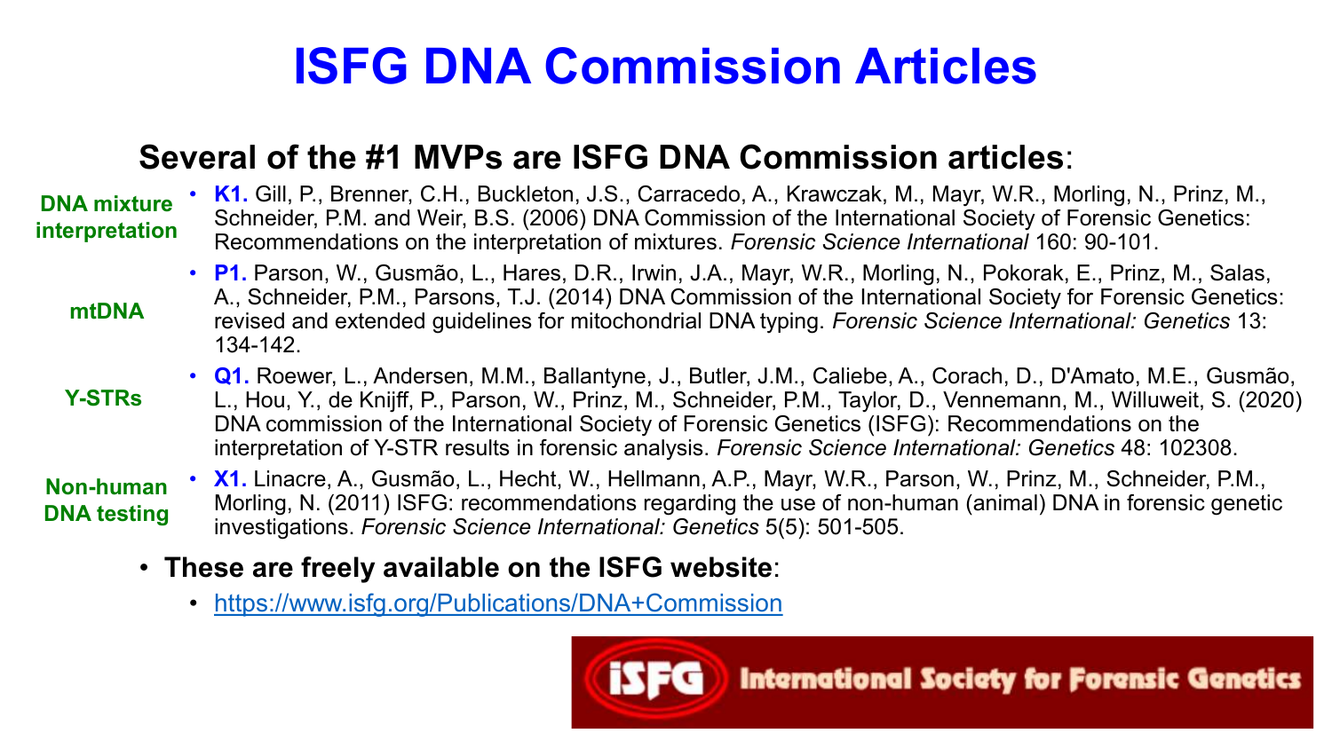# ISFG DNA Commission Articles

**Several of the #1 MVPs are ISFG DNA Commission articles**:

**DNA mixture interpretation**

- **K1.** Gill, P., Brenner, C.H., Buckleton, J.S., Carracedo, A., Krawczak, M., Mayr, W.R., Morling, N., Prinz, M., Schneider, P.M. and Weir, B.S. (2006) DNA Commission of the International Society of Forensic Genetics: Recommendations on the interpretation of mixtures. *Forensic Science International* 160: 90-101.

**mtDNA**

- **P1.** Parson, W., Gusmão, L., Hares, D.R., Irwin, J.A., Mayr, W.R., Morling, N., Pokorak, E., Prinz, M., Salas, A., Schneider, P.M., Parsons, T.J. (2014) DNA Commission of the International Society for Forensic Genetics: revised and extended guidelines for mitochondrial DNA typing. *Forensic Science International: Genetics* 13: 134-142.

**Y-STRs**

- **Q1.** Roewer, L., Andersen, M.M., Ballantyne, J., Butler, J.M., Caliebe, A., Corach, D., D'Amato, M.E., Gusmão, L., Hou, Y., de Knijff, P., Parson, W., Prinz, M., Schneider, P.M., Taylor, D., Vennemann, M., Willuweit, S. (2020) DNA commission of the International Society of Forensic Genetics (ISFG): Recommendations on the interpretation of Y-STR results in forensic analysis. *Forensic Science International: Genetics* 48: 102308.

**Non-human DNA testing**

- **X1.** Linacre, A., Gusmão, L., Hecht, W., Hellmann, A.P., Mayr, W.R., Parson, W., Prinz, M., Schneider, P.M., Morling, N. (2011) ISFG: recommendations regarding the use of non-human (animal) DNA in forensic genetic investigations. *Forensic Science International: Genetics* 5(5): 501-505.

- **These are freely available on the ISFG website**:
  - https://www.isfg.org/Publications/DNA+Commission

ISFG International Society for Forensic Genetics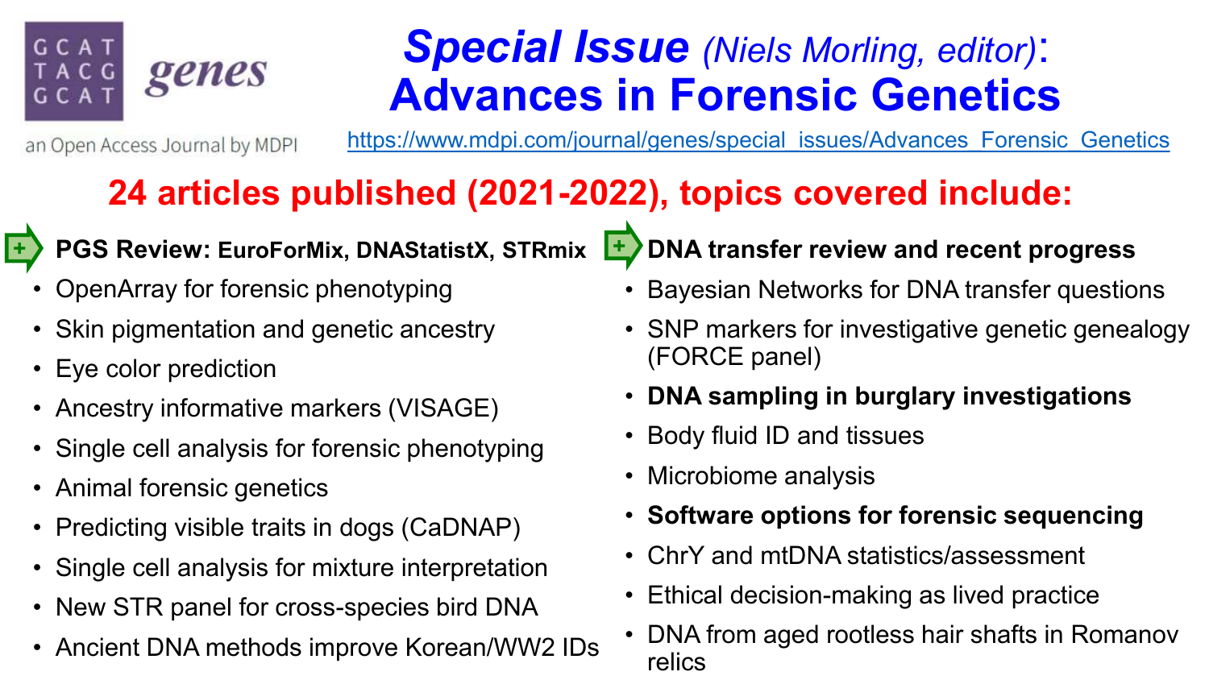GCAT TACG GCAT **genes**

an Open Access Journal by MDPI

# ***Special Issue*** *(Niels Morling, editor)*: Advances in Forensic Genetics

https://www.mdpi.com/journal/genes/special_issues/Advances_Forensic_Genetics

## 24 articles published (2021-2022), topics covered include:

- **PGS Review: EuroForMix, DNAStatistX, STRmix**
- OpenArray for forensic phenotyping
- Skin pigmentation and genetic ancestry
- Eye color prediction
- Ancestry informative markers (VISAGE)
- Single cell analysis for forensic phenotyping
- Animal forensic genetics
- Predicting visible traits in dogs (CaDNAP)
- Single cell analysis for mixture interpretation
- New STR panel for cross-species bird DNA
- Ancient DNA methods improve Korean/WW2 IDs

- **DNA transfer review and recent progress**
- Bayesian Networks for DNA transfer questions
- SNP markers for investigative genetic genealogy (FORCE panel)
- **DNA sampling in burglary investigations**
- Body fluid ID and tissues
- Microbiome analysis
- **Software options for forensic sequencing**
- ChrY and mtDNA statistics/assessment
- Ethical decision-making as lived practice
- DNA from aged rootless hair shafts in Romanov relics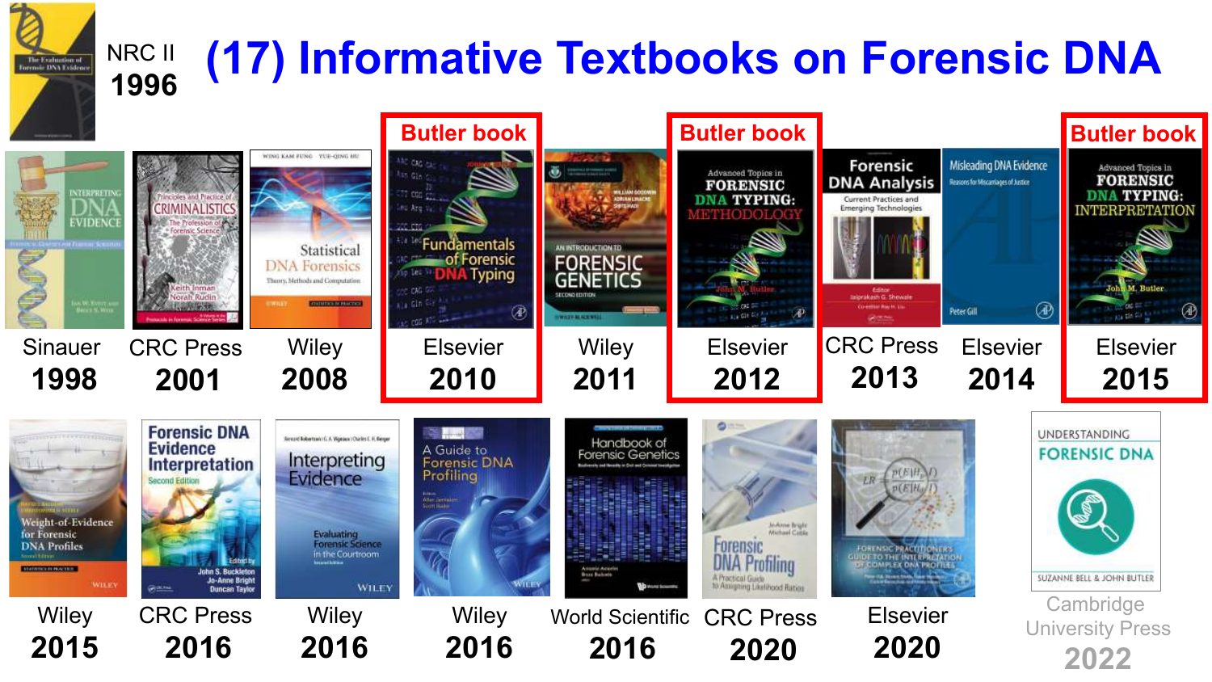# (17) Informative Textbooks on Forensic DNA

NRC II 1996

| Publisher | Year | Note |
|---|---|---|
| Sinauer | 1998 | |
| CRC Press | 2001 | |
| Wiley | 2008 | |
| Elsevier | 2010 | Butler book |
| Wiley | 2011 | |
| Elsevier | 2012 | Butler book |
| CRC Press | 2013 | |
| Elsevier | 2014 | |
| Elsevier | 2015 | Butler book |
| Wiley | 2015 | |
| CRC Press | 2016 | |
| Wiley | 2016 | |
| Wiley | 2016 | |
| World Scientific | 2016 | |
| CRC Press | 2020 | |
| Elsevier | 2020 | |
| Cambridge University Press | 2022 | |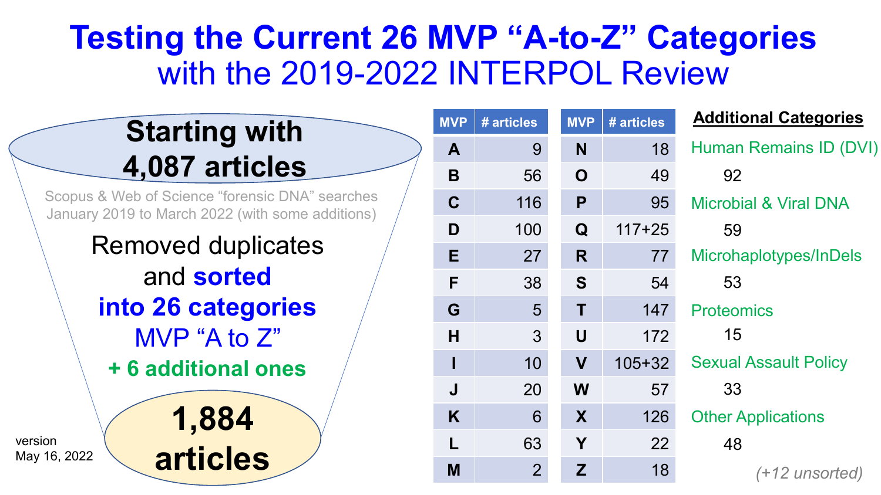# Testing the Current 26 MVP "A-to-Z" Categories
## with the 2019-2022 INTERPOL Review

**Starting with 4,087 articles**

Scopus & Web of Science "forensic DNA" searches January 2019 to March 2022 (with some additions)

Removed duplicates and **sorted into 26 categories** MVP "A to Z" **+ 6 additional ones**

**1,884 articles**

version May 16, 2022

| MVP | # articles | MVP | # articles |
|---|---|---|---|
| A | 9 | N | 18 |
| B | 56 | O | 49 |
| C | 116 | P | 95 |
| D | 100 | Q | 117+25 |
| E | 27 | R | 77 |
| F | 38 | S | 54 |
| G | 5 | T | 147 |
| H | 3 | U | 172 |
| I | 10 | V | 105+32 |
| J | 20 | W | 57 |
| K | 6 | X | 126 |
| L | 63 | Y | 22 |
| M | 2 | Z | 18 |

**Additional Categories**

- Human Remains ID (DVI): 92
- Microbial & Viral DNA: 59
- Microhaplotypes/InDels: 53
- Proteomics: 15
- Sexual Assault Policy: 33
- Other Applications: 48

*(+12 unsorted)*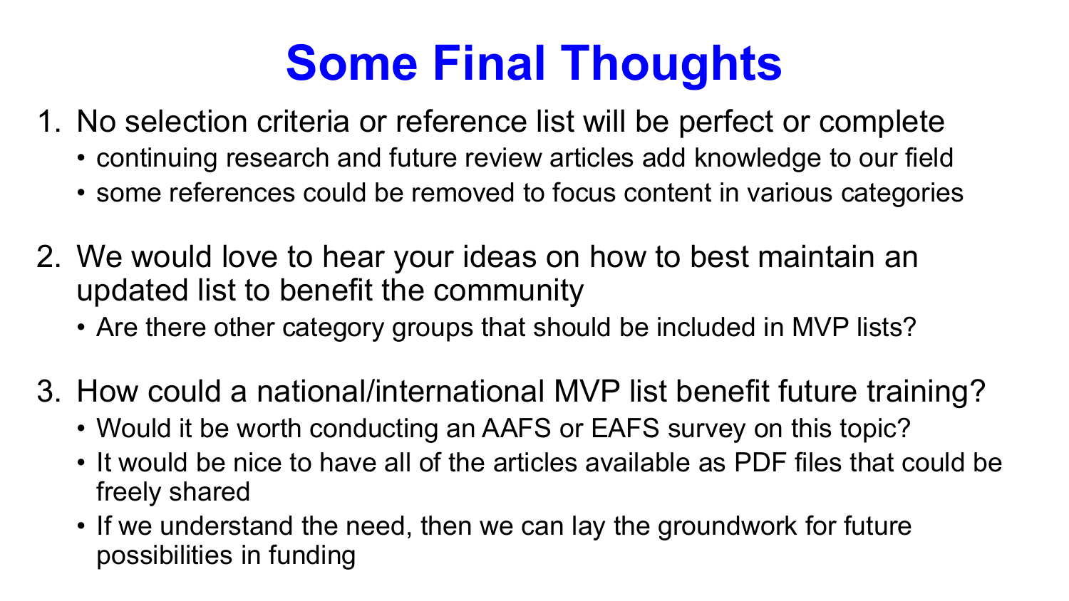# Some Final Thoughts

1. No selection criteria or reference list will be perfect or complete
   - continuing research and future review articles add knowledge to our field
   - some references could be removed to focus content in various categories

2. We would love to hear your ideas on how to best maintain an updated list to benefit the community
   - Are there other category groups that should be included in MVP lists?

3. How could a national/international MVP list benefit future training?
   - Would it be worth conducting an AAFS or EAFS survey on this topic?
   - It would be nice to have all of the articles available as PDF files that could be freely shared
   - If we understand the need, then we can lay the groundwork for future possibilities in funding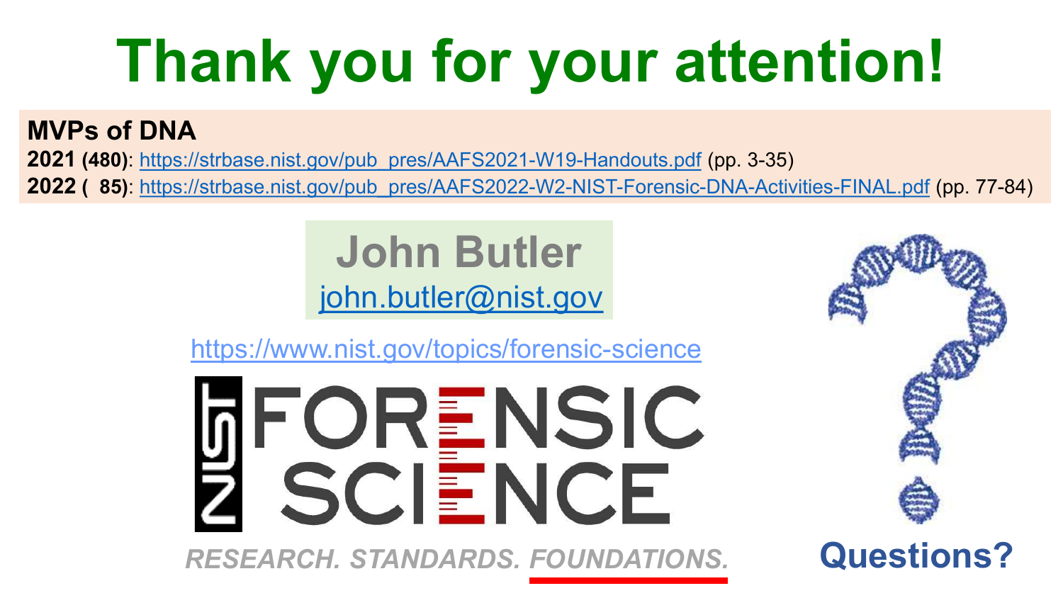# Thank you for your attention!

**MVPs of DNA**

**2021 (480)**: https://strbase.nist.gov/pub_pres/AAFS2021-W19-Handouts.pdf (pp. 3-35)

**2022 ( 85)**: https://strbase.nist.gov/pub_pres/AAFS2022-W2-NIST-Forensic-DNA-Activities-FINAL.pdf (pp. 77-84)

**John Butler**
john.butler@nist.gov

https://www.nist.gov/topics/forensic-science

NIST FORENSIC SCIENCE

*RESEARCH. STANDARDS. FOUNDATIONS.*

**Questions?**